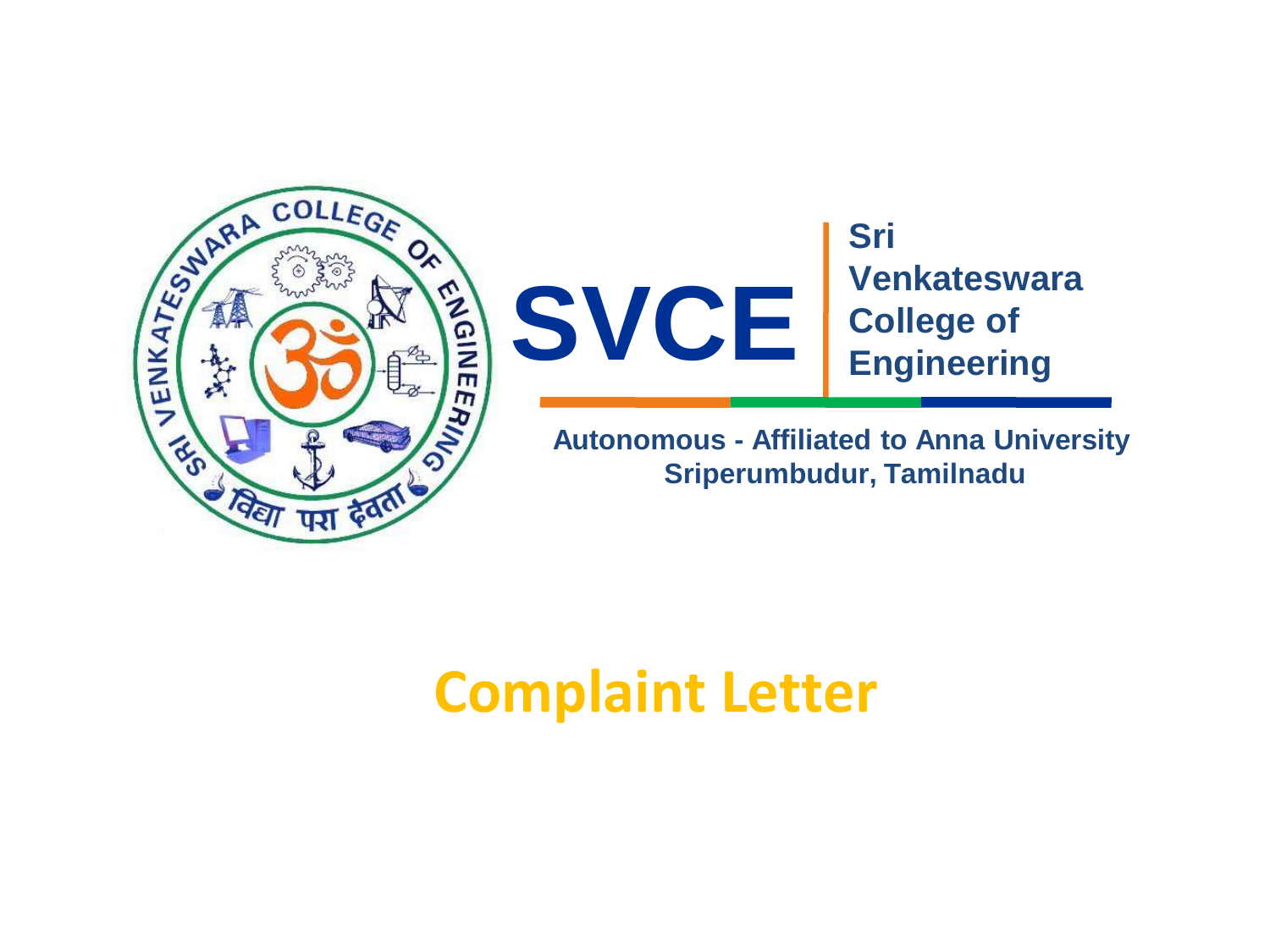**SVCE**

**Sri Venkateswara College of Engineering**

**Autonomous - Affiliated to Anna University**
**Sriperumbudur, Tamilnadu**

# Complaint Letter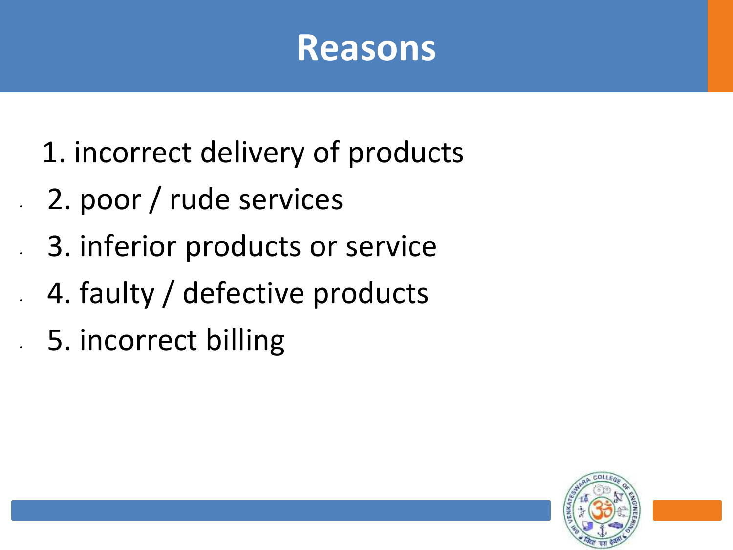# Reasons

1. incorrect delivery of products
2. poor / rude services
3. inferior products or service
4. faulty / defective products
5. incorrect billing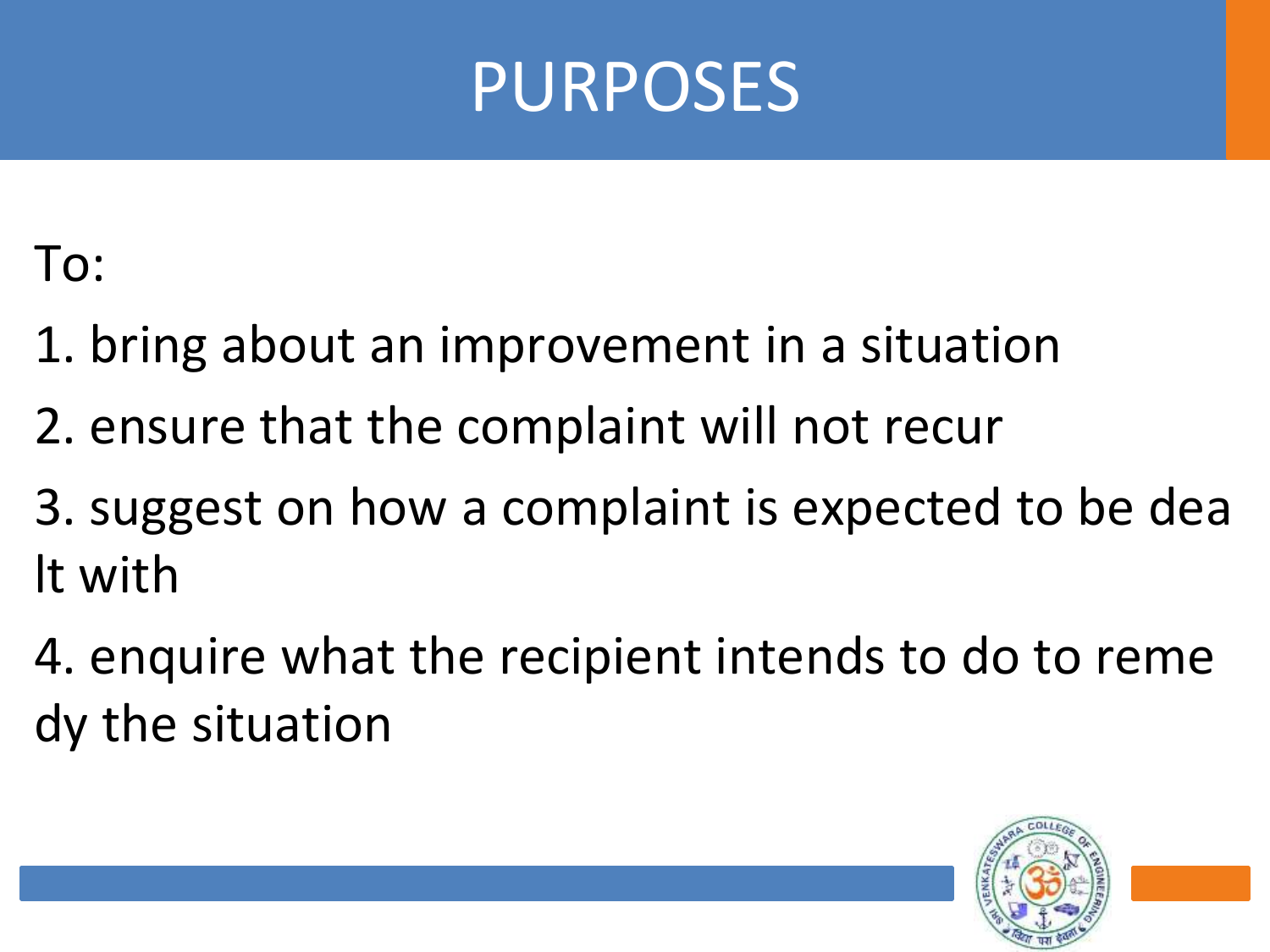# PURPOSES

To:

1. bring about an improvement in a situation
2. ensure that the complaint will not recur
3. suggest on how a complaint is expected to be dealt with
4. enquire what the recipient intends to do to remedy the situation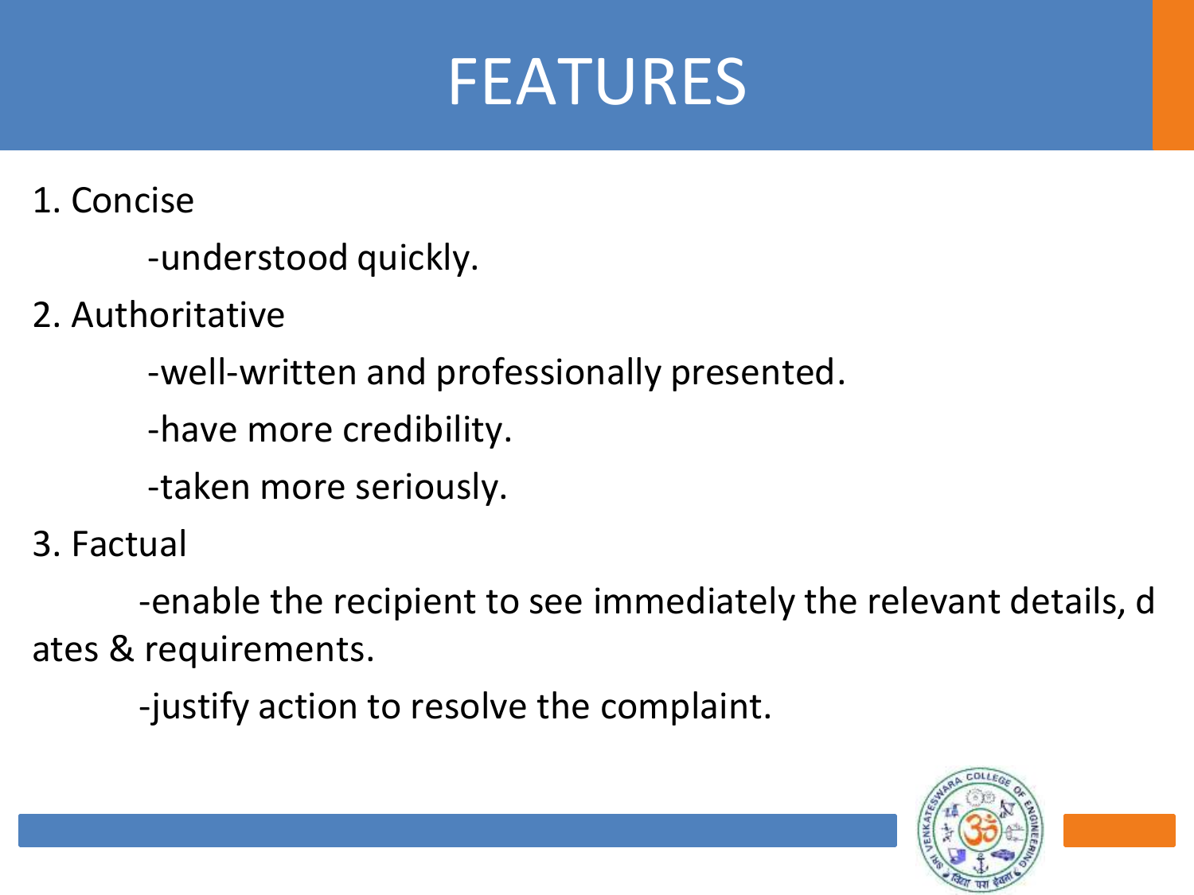# FEATURES

1. Concise
   - understood quickly.
2. Authoritative
   - well-written and professionally presented.
   - have more credibility.
   - taken more seriously.
3. Factual
   - enable the recipient to see immediately the relevant details, dates & requirements.
   - justify action to resolve the complaint.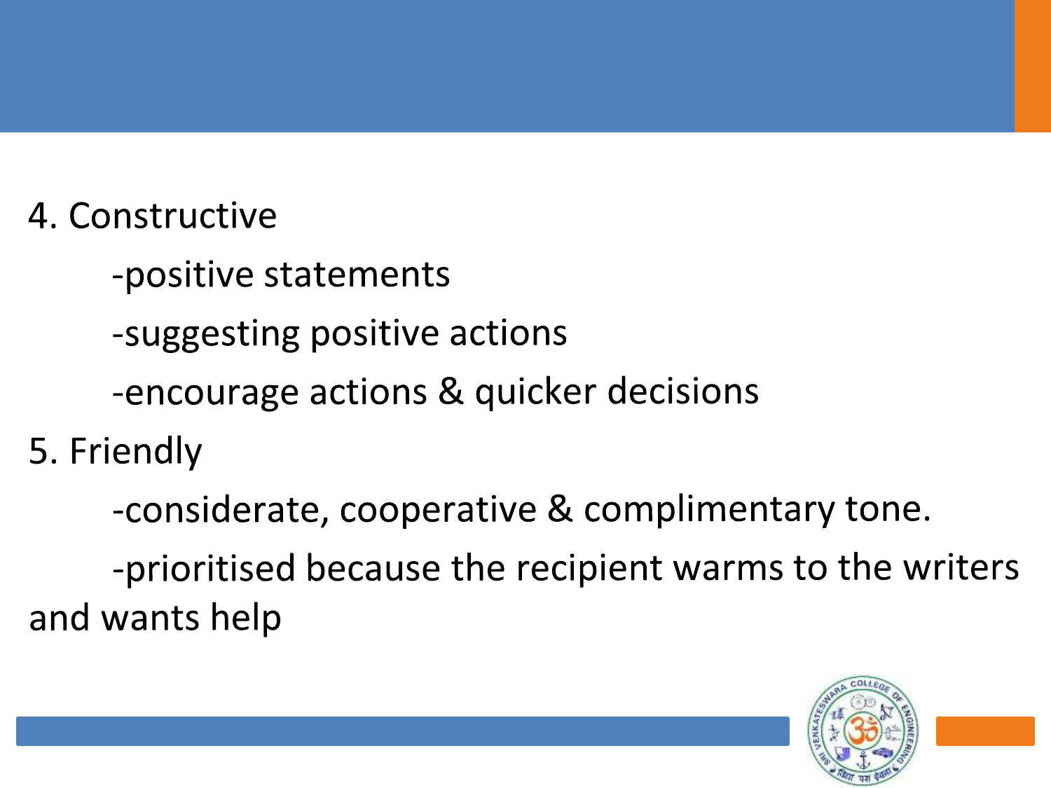4. Constructive

- positive statements
- suggesting positive actions
- encourage actions & quicker decisions

5. Friendly

- considerate, cooperative & complimentary tone.
- prioritised because the recipient warms to the writers and wants help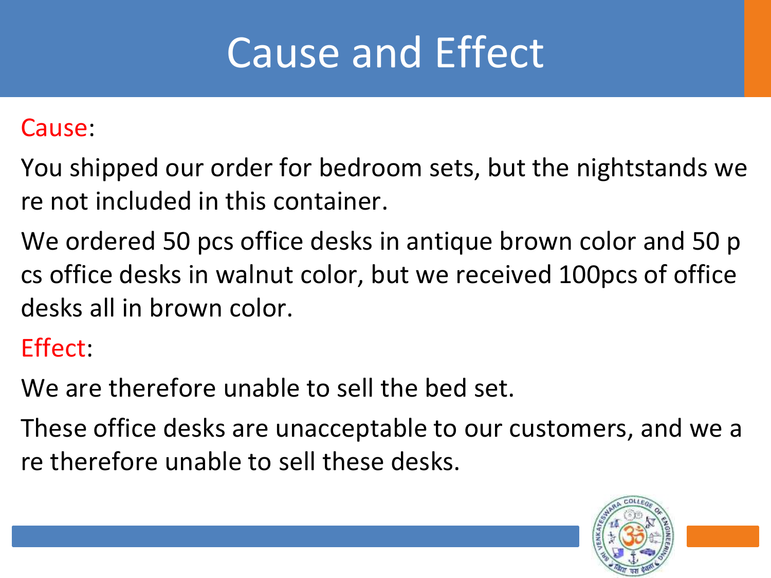# Cause and Effect

Cause:

You shipped our order for bedroom sets, but the nightstands were not included in this container.

We ordered 50 pcs office desks in antique brown color and 50 pcs office desks in walnut color, but we received 100pcs of office desks all in brown color.

Effect:

We are therefore unable to sell the bed set.

These office desks are unacceptable to our customers, and we are therefore unable to sell these desks.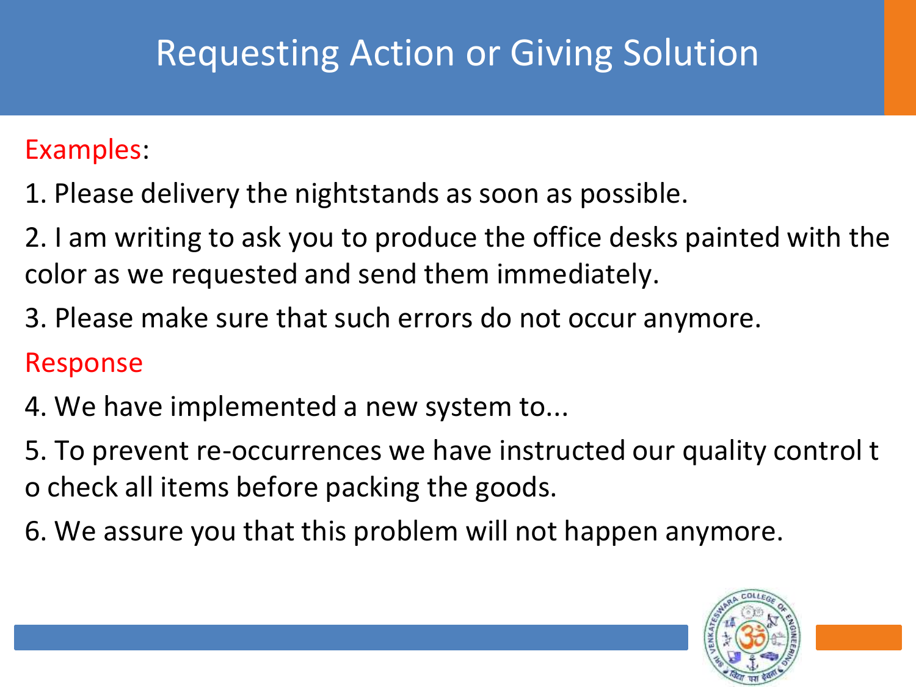# Requesting Action or Giving Solution

Examples:

1. Please delivery the nightstands as soon as possible.
2. I am writing to ask you to produce the office desks painted with the color as we requested and send them immediately.
3. Please make sure that such errors do not occur anymore.

Response

4. We have implemented a new system to...
5. To prevent re-occurrences we have instructed our quality control to check all items before packing the goods.
6. We assure you that this problem will not happen anymore.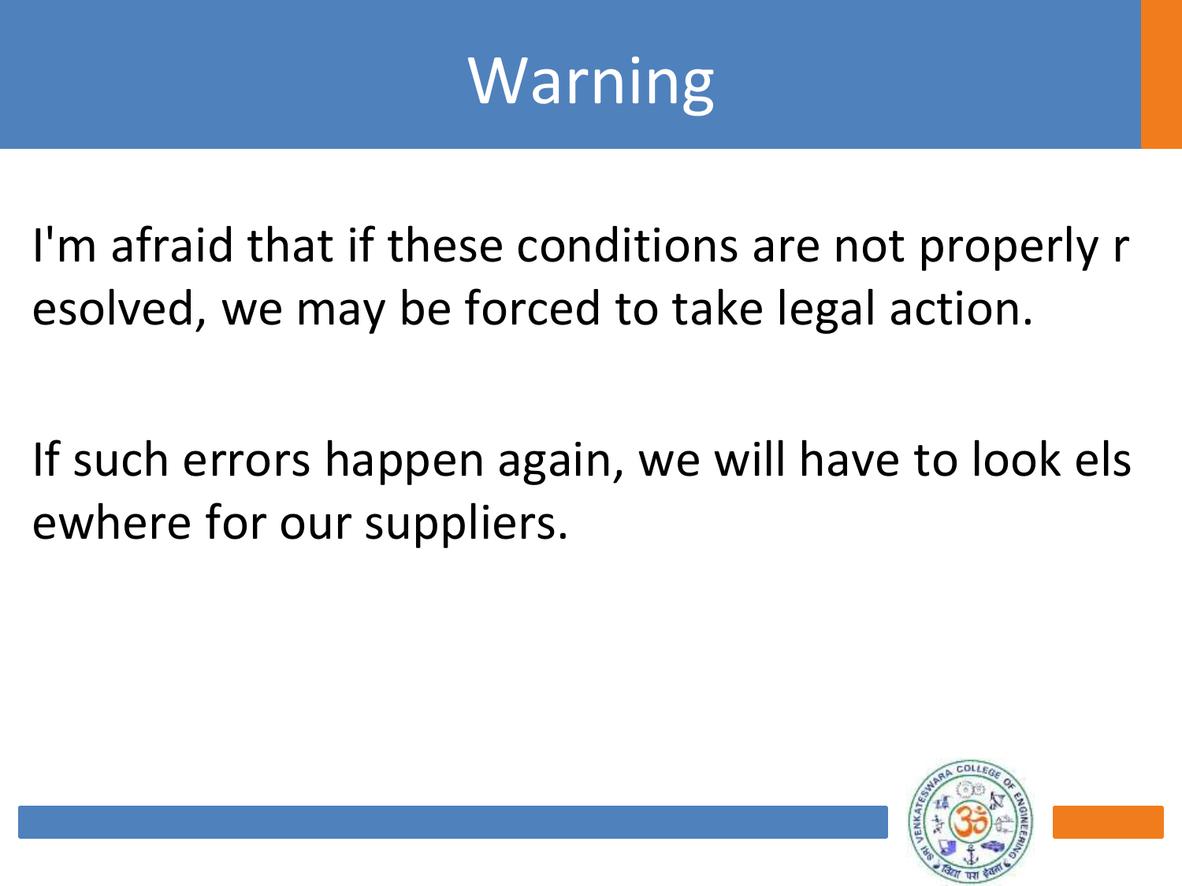# Warning

I'm afraid that if these conditions are not properly resolved, we may be forced to take legal action.

If such errors happen again, we will have to look elsewhere for our suppliers.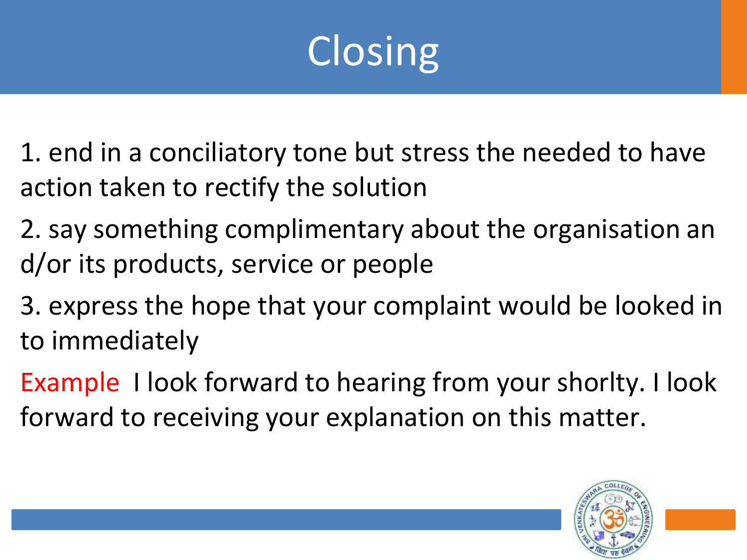# Closing

1. end in a conciliatory tone but stress the needed to have action taken to rectify the solution
2. say something complimentary about the organisation and/or its products, service or people
3. express the hope that your complaint would be looked into immediately

Example I look forward to hearing from your shorlty. I look forward to receiving your explanation on this matter.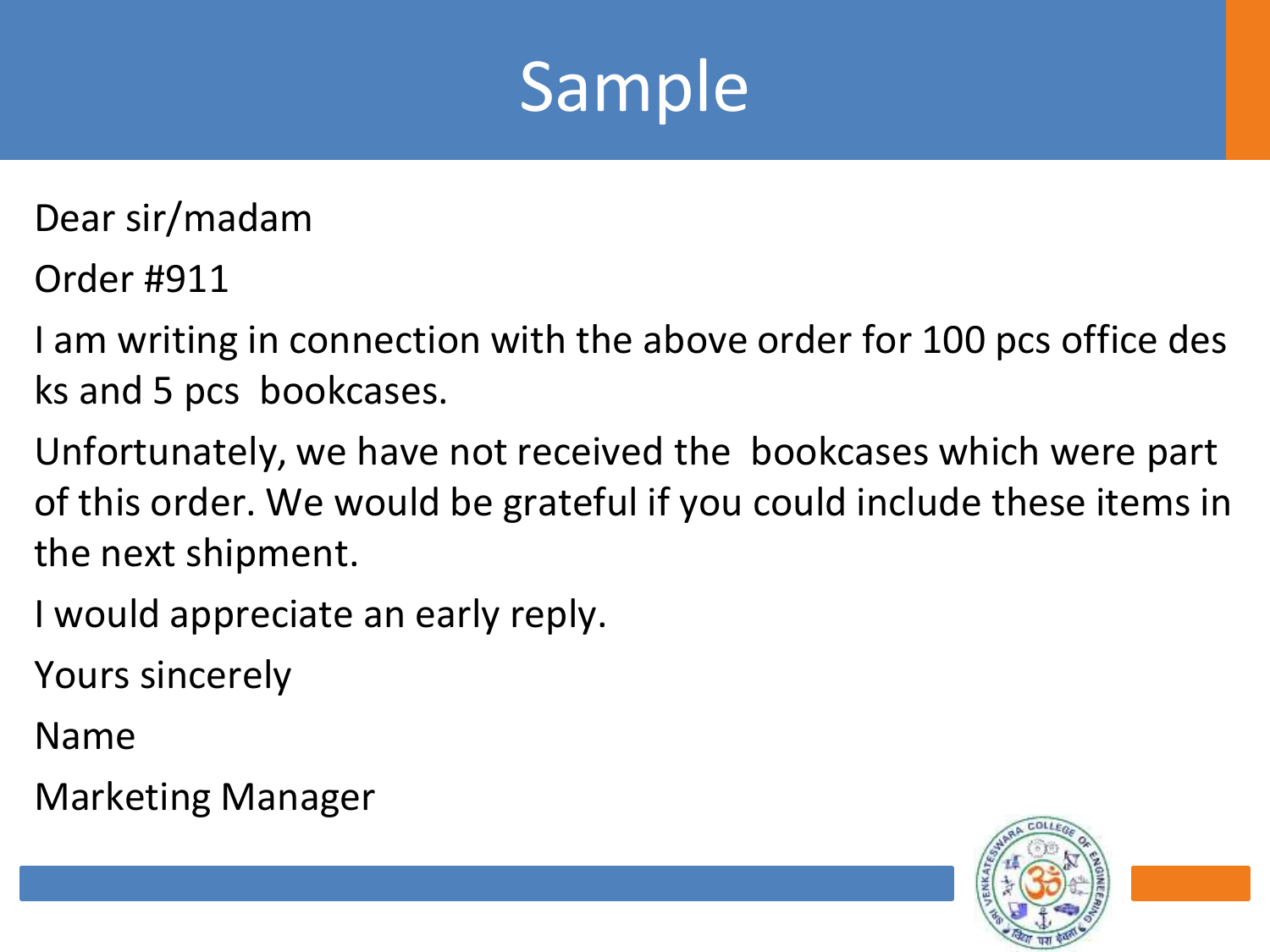# Sample

Dear sir/madam

Order #911

I am writing in connection with the above order for 100 pcs office desks and 5 pcs bookcases.

Unfortunately, we have not received the bookcases which were part of this order. We would be grateful if you could include these items in the next shipment.

I would appreciate an early reply.

Yours sincerely

Name

Marketing Manager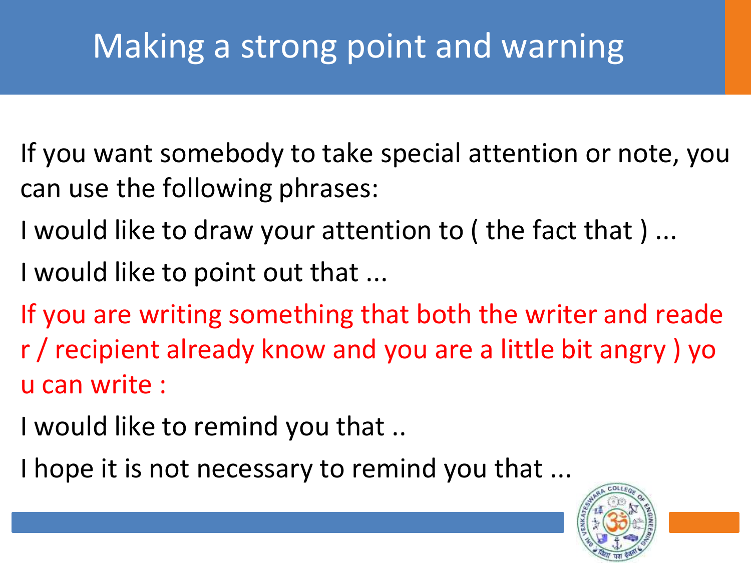# Making a strong point and warning

If you want somebody to take special attention or note, you can use the following phrases:

I would like to draw your attention to ( the fact that ) ...

I would like to point out that ...

If you are writing something that both the writer and reader / recipient already know and you are a little bit angry ) you can write :

I would like to remind you that ..

I hope it is not necessary to remind you that ...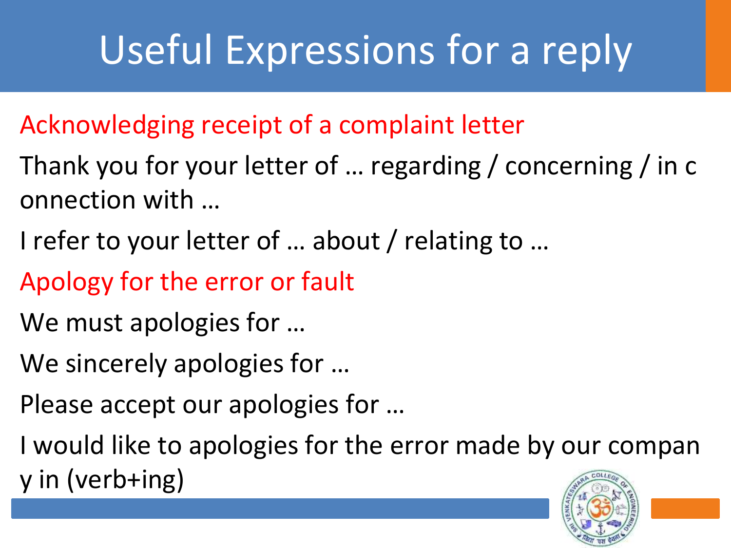# Useful Expressions for a reply

**Acknowledging receipt of a complaint letter**

Thank you for your letter of … regarding / concerning / in connection with …

I refer to your letter of … about / relating to …

**Apology for the error or fault**

We must apologies for …

We sincerely apologies for …

Please accept our apologies for …

I would like to apologies for the error made by our company in (verb+ing)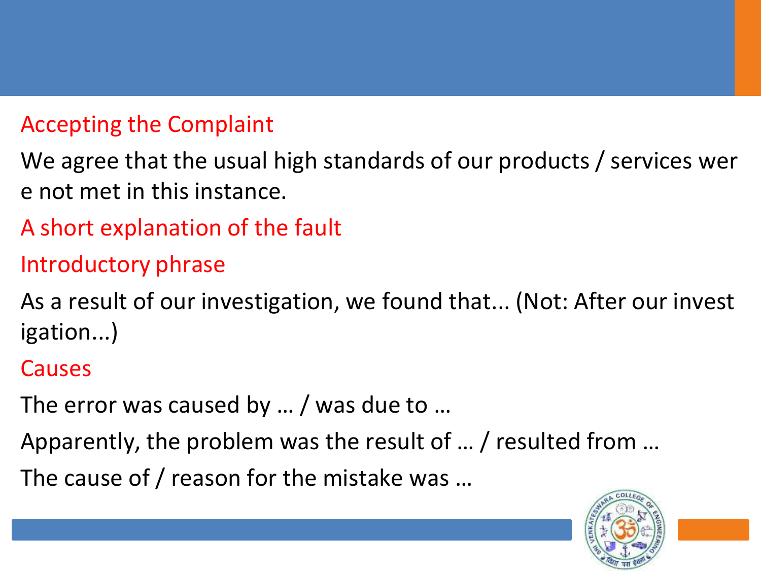### Accepting the Complaint

We agree that the usual high standards of our products / services were not met in this instance.

### A short explanation of the fault

### Introductory phrase

As a result of our investigation, we found that... (Not: After our investigation...)

### Causes

The error was caused by … / was due to …

Apparently, the problem was the result of … / resulted from …

The cause of / reason for the mistake was …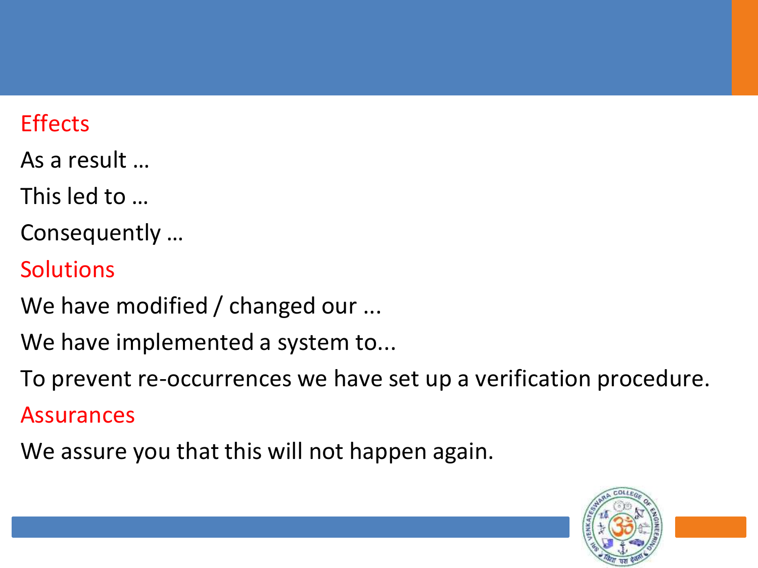## Effects

As a result …

This led to …

Consequently …

## Solutions

We have modified / changed our ...

We have implemented a system to...

To prevent re-occurrences we have set up a verification procedure.

## Assurances

We assure you that this will not happen again.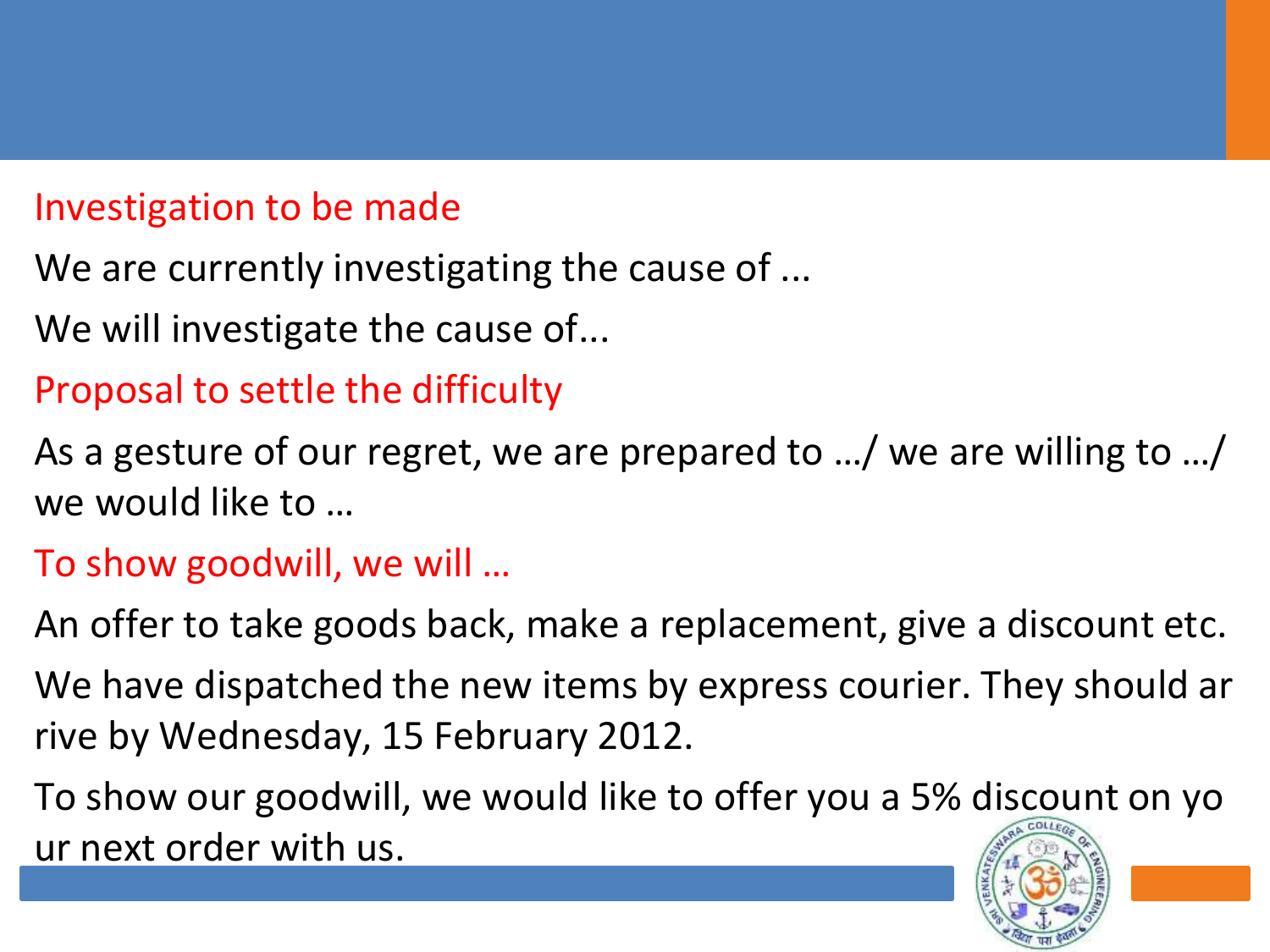### Investigation to be made

We are currently investigating the cause of ...

We will investigate the cause of...

### Proposal to settle the difficulty

As a gesture of our regret, we are prepared to …/ we are willing to …/ we would like to …

### To show goodwill, we will …

An offer to take goods back, make a replacement, give a discount etc.

We have dispatched the new items by express courier. They should arrive by Wednesday, 15 February 2012.

To show our goodwill, we would like to offer you a 5% discount on your next order with us.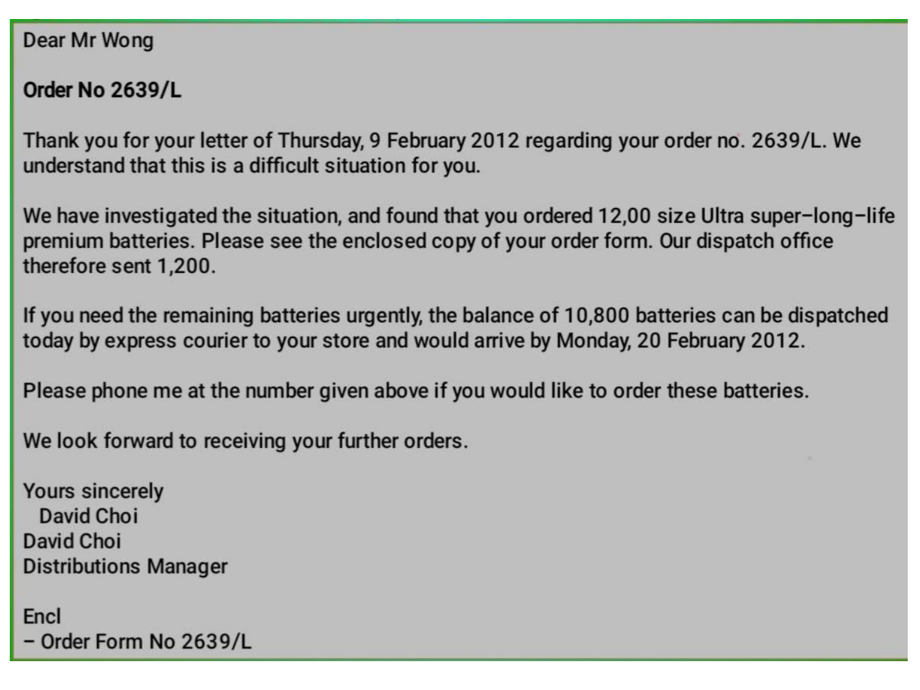Dear Mr Wong

**Order No 2639/L**

Thank you for your letter of Thursday, 9 February 2012 regarding your order no. 2639/L. We understand that this is a difficult situation for you.

We have investigated the situation, and found that you ordered 12,00 size Ultra super–long–life premium batteries. Please see the enclosed copy of your order form. Our dispatch office therefore sent 1,200.

If you need the remaining batteries urgently, the balance of 10,800 batteries can be dispatched today by express courier to your store and would arrive by Monday, 20 February 2012.

Please phone me at the number given above if you would like to order these batteries.

We look forward to receiving your further orders.

Yours sincerely
David Choi
David Choi
Distributions Manager

Encl
– Order Form No 2639/L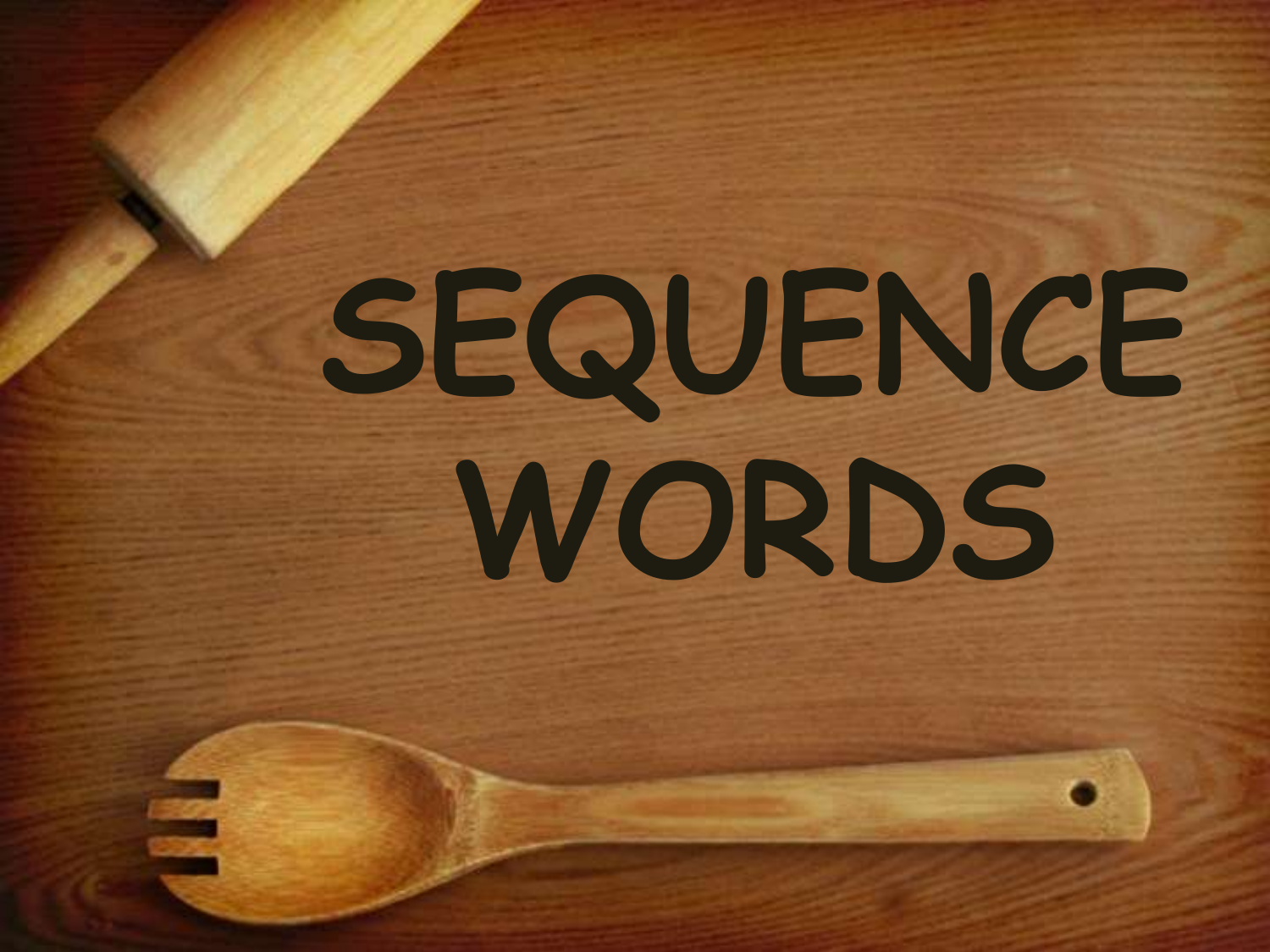# SEQUENCE WORDS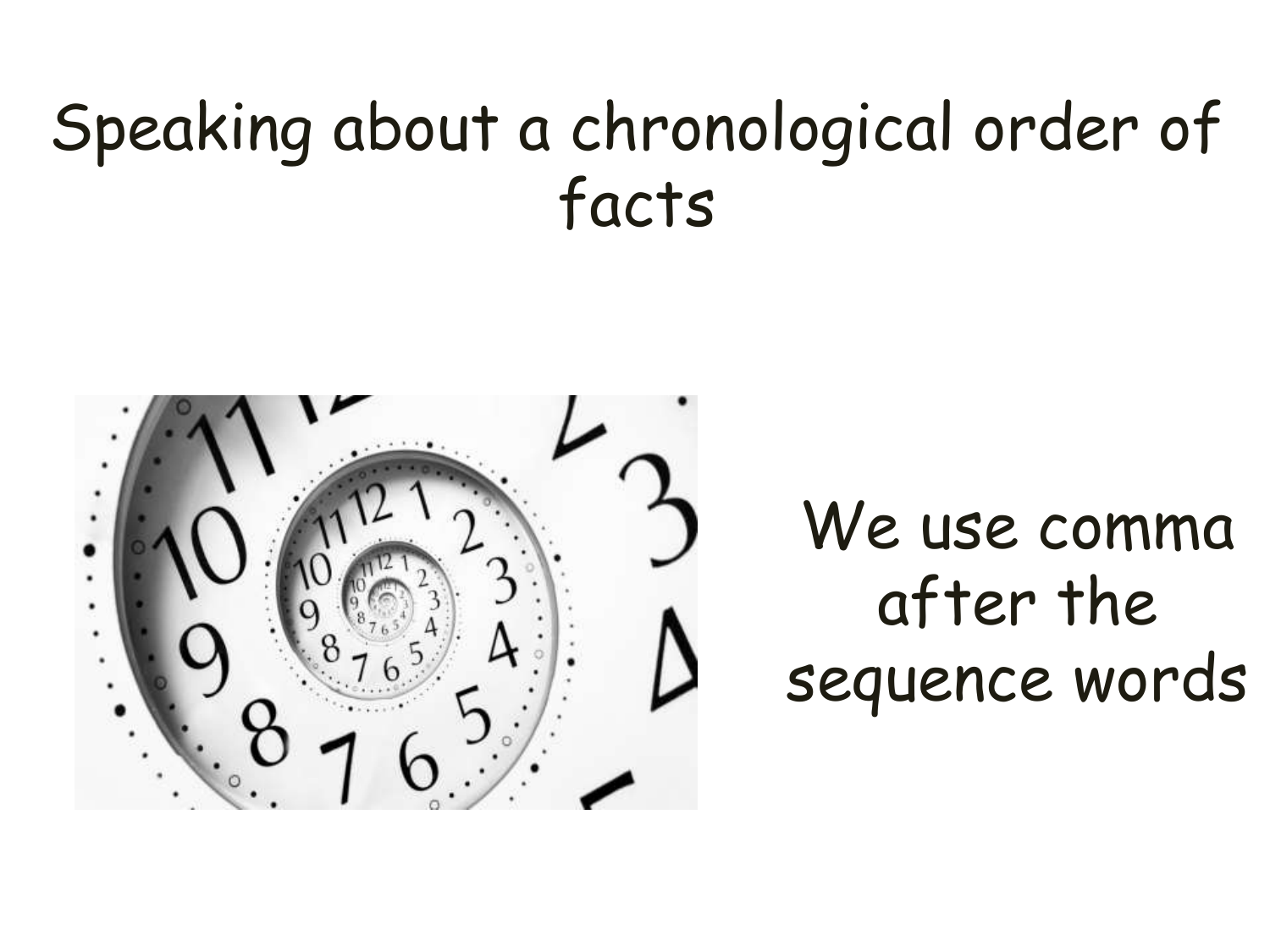# Speaking about a chronological order of facts

We use comma after the sequence words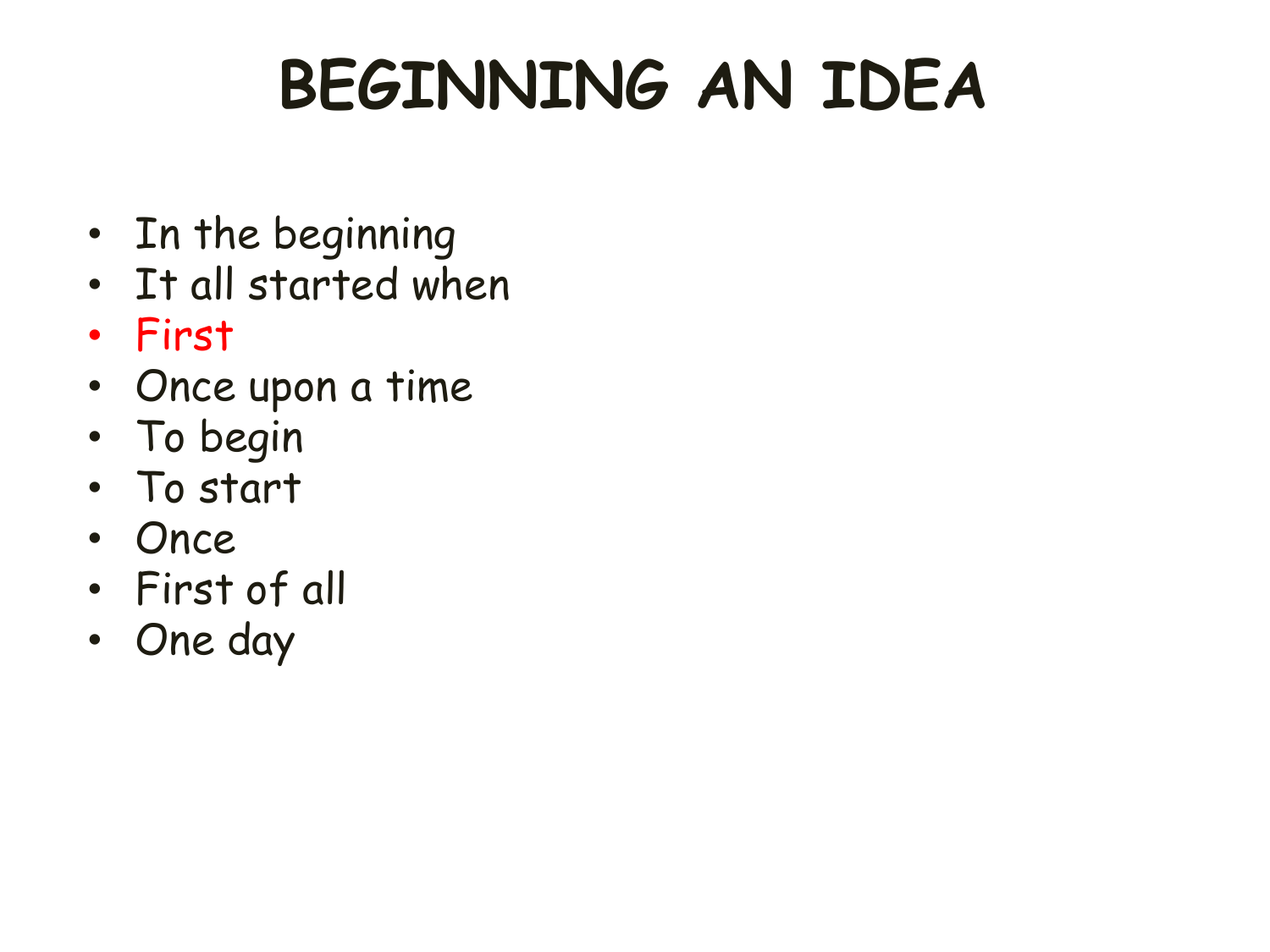# BEGINNING AN IDEA

- In the beginning
- It all started when
- First
- Once upon a time
- To begin
- To start
- Once
- First of all
- One day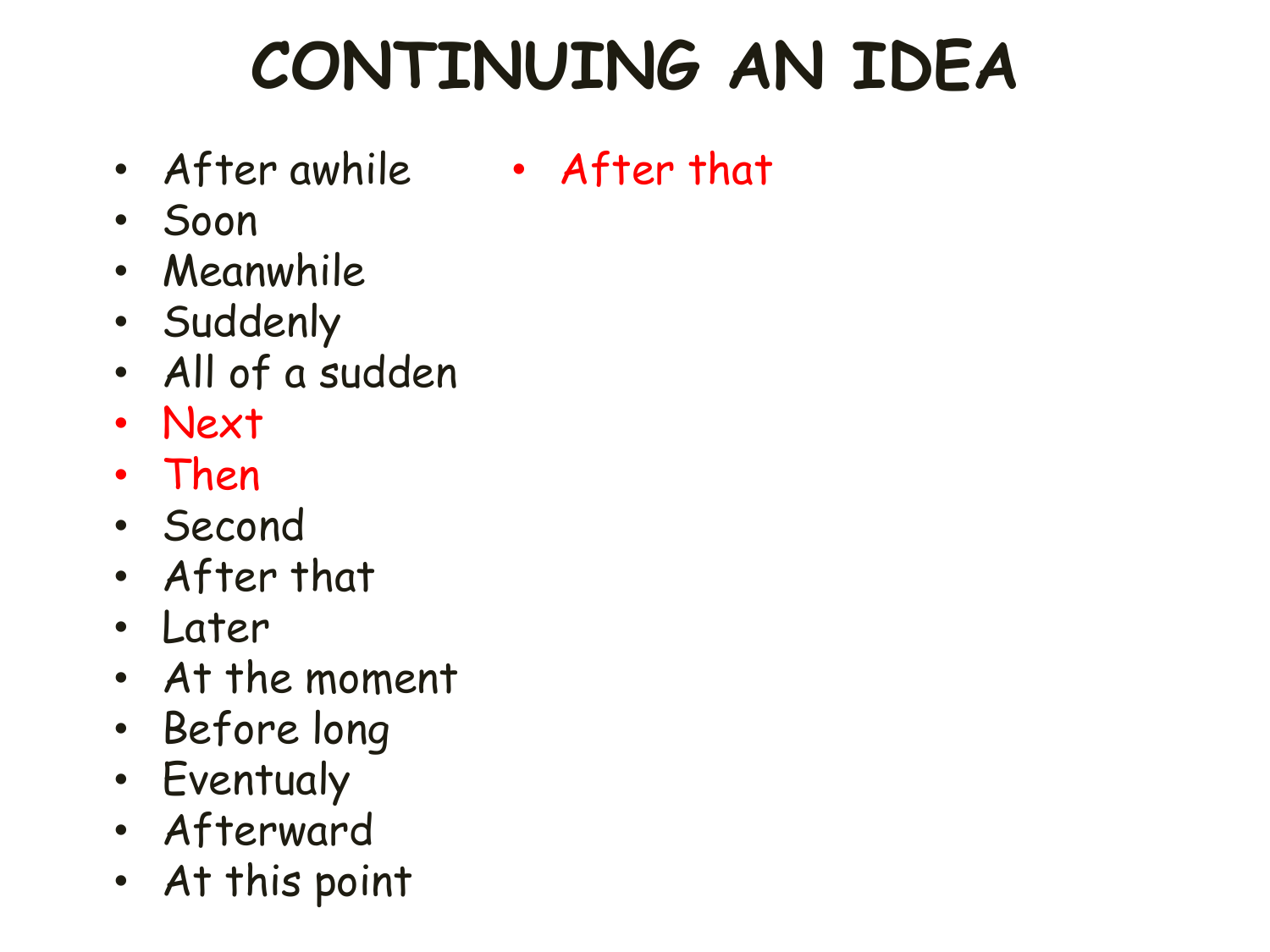# CONTINUING AN IDEA

- After awhile
- Soon
- Meanwhile
- Suddenly
- All of a sudden
- Next
- Then
- Second
- After that
- Later
- At the moment
- Before long
- Eventualy
- Afterward
- At this point
- After that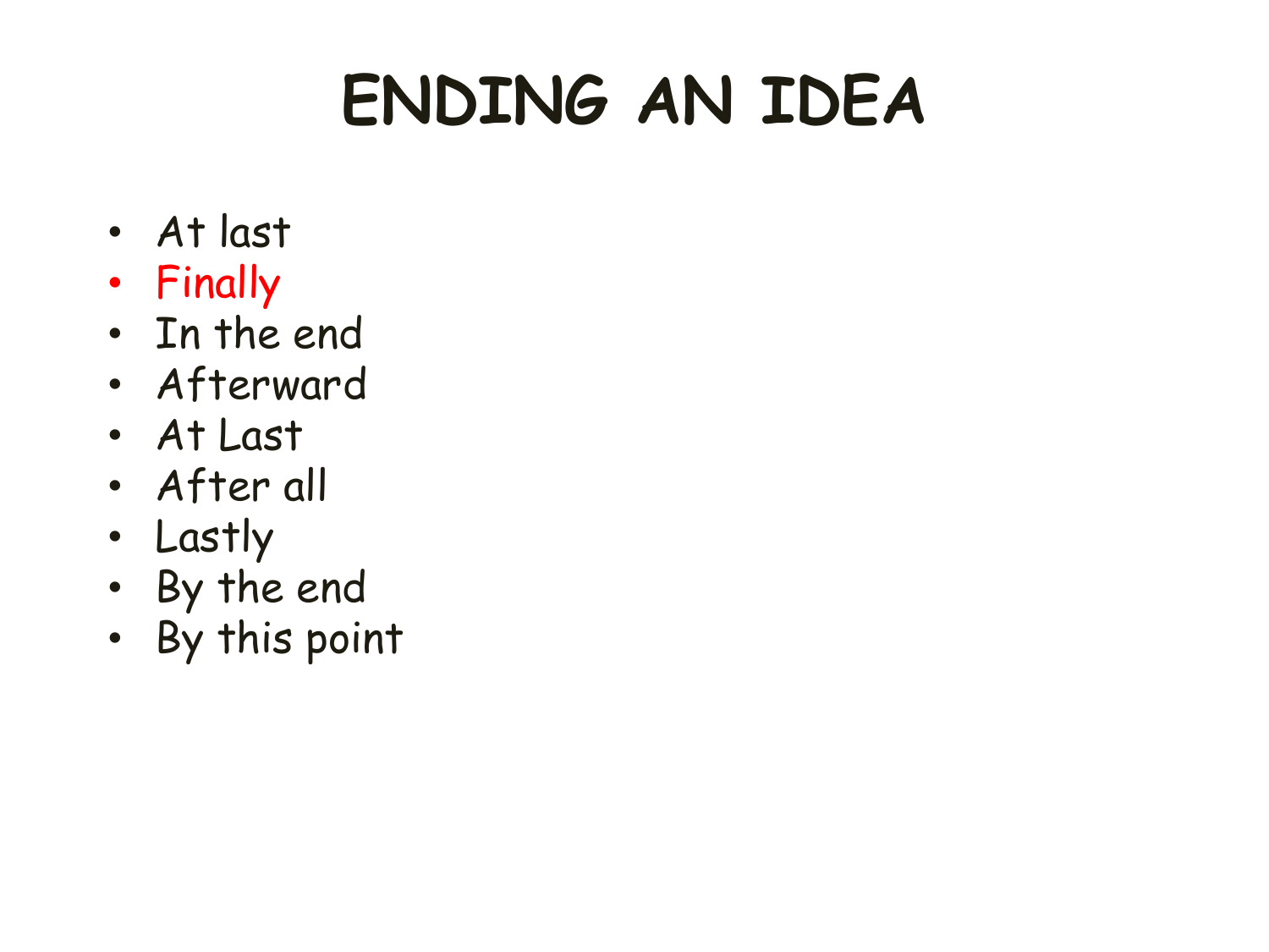# ENDING AN IDEA

- At last
- Finally
- In the end
- Afterward
- At Last
- After all
- Lastly
- By the end
- By this point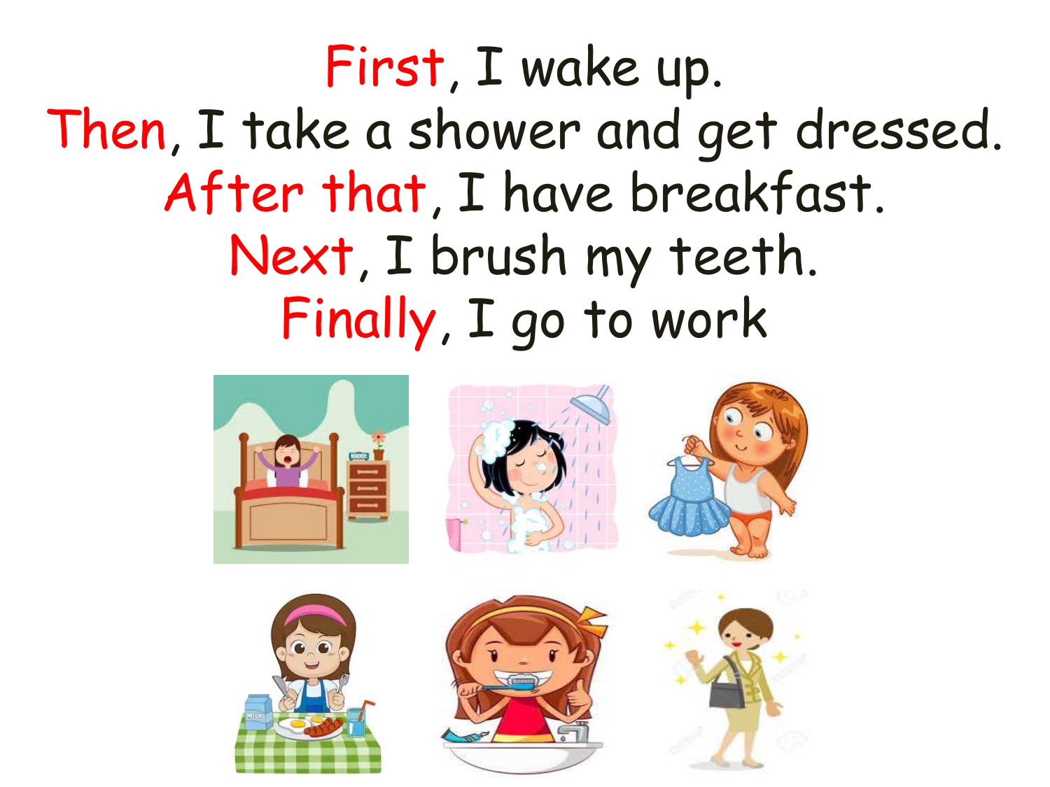First, I wake up.
Then, I take a shower and get dressed.
After that, I have breakfast.
Next, I brush my teeth.
Finally, I go to work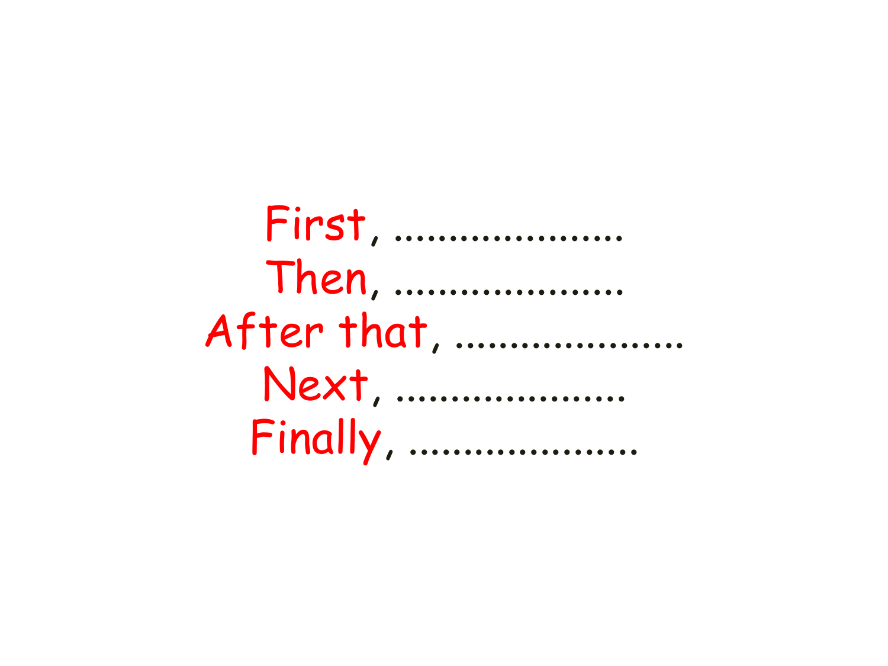First, ....................

Then, ....................

After that, ....................

Next, ....................

Finally, ....................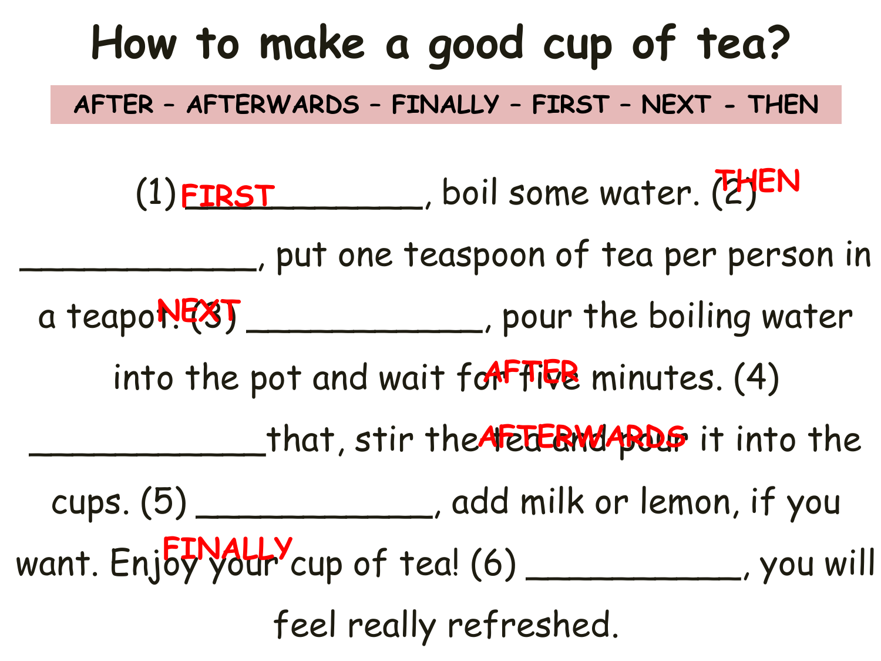# How to make a good cup of tea?

**AFTER – AFTERWARDS – FINALLY – FIRST – NEXT - THEN**

(1) FIRST ____________, boil some water. (2) THEN ____________, put one teaspoon of tea per person in a teapot. (3) NEXT ____________, pour the boiling water into the pot and wait for five minutes. (4) AFTER ____________ that, stir the tea and pour it into the cups. (5) AFTERWARDS ____________, add milk or lemon, if you want. Enjoy your cup of tea! (6) FINALLY ____________, you will feel really refreshed.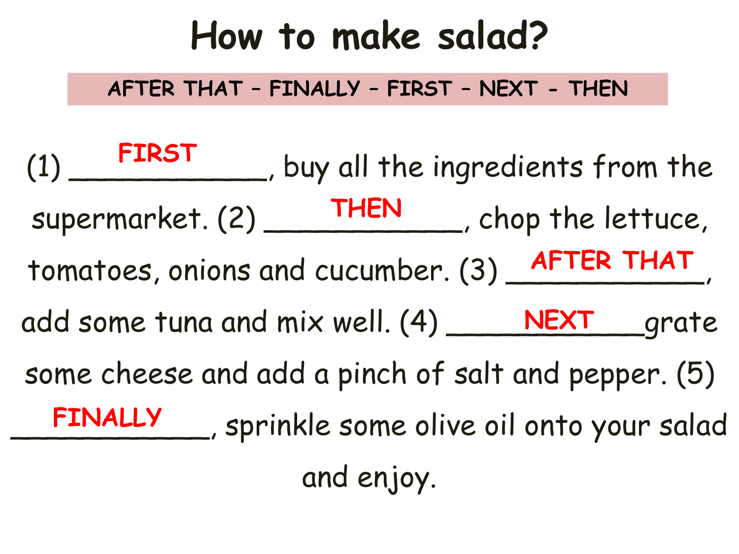# How to make salad?

**AFTER THAT – FINALLY – FIRST – NEXT - THEN**

(1) ___FIRST___, buy all the ingredients from the supermarket. (2) ___THEN___, chop the lettuce, tomatoes, onions and cucumber. (3) ___AFTER THAT___, add some tuna and mix well. (4) ___NEXT___ grate some cheese and add a pinch of salt and pepper. (5) ___FINALLY___, sprinkle some olive oil onto your salad and enjoy.